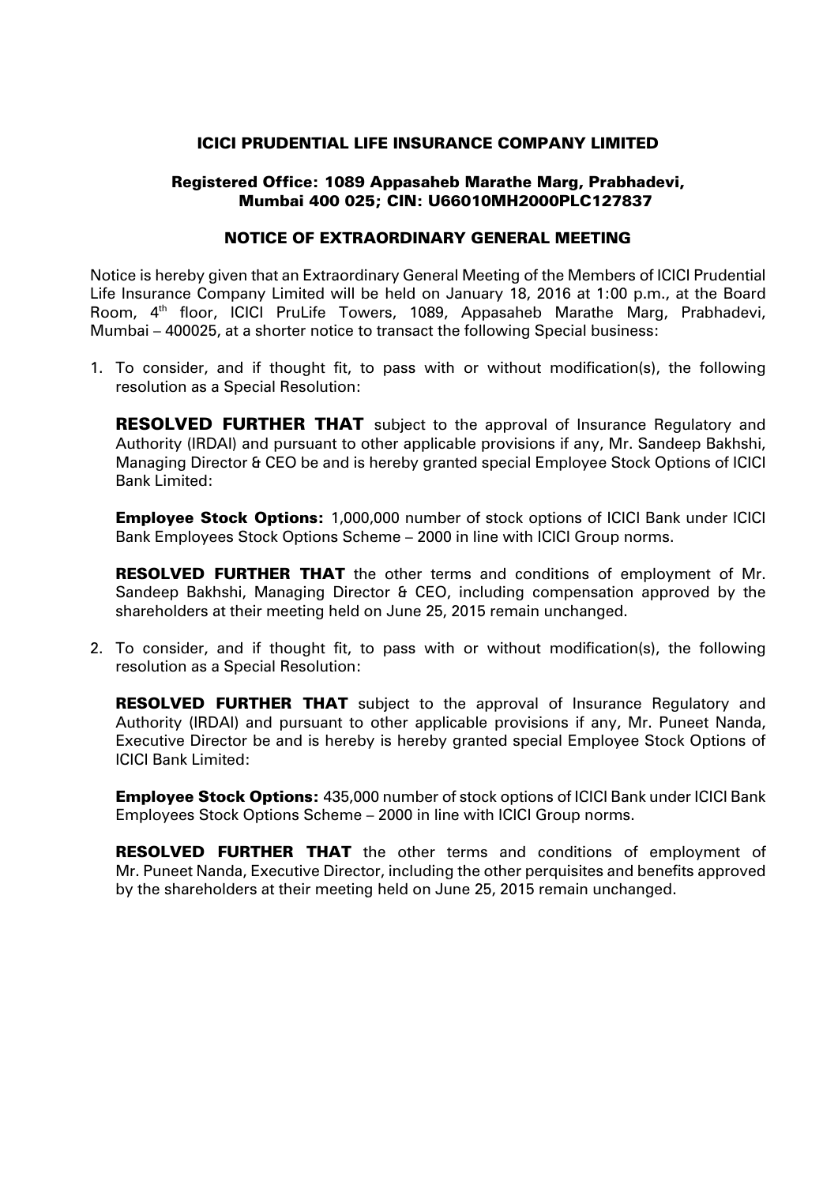**ICICI PRUDENTIAL LIFE INSURANCE COMPANY LIMITED**

**Registered Office: 1089 Appasaheb Marathe Marg, Prabhadevi, Mumbai 400 025; CIN: U66010MH2000PLC127837**

**NOTICE OF EXTRAORDINARY GENERAL MEETING**

Notice is hereby given that an Extraordinary General Meeting of the Members of ICICI Prudential Life Insurance Company Limited will be held on January 18, 2016 at 1:00 p.m., at the Board Room, 4th floor, ICICI PruLife Towers, 1089, Appasaheb Marathe Marg, Prabhadevi, Mumbai – 400025, at a shorter notice to transact the following Special business:

1. To consider, and if thought fit, to pass with or without modification(s), the following resolution as a Special Resolution:

   **RESOLVED FURTHER THAT** subject to the approval of Insurance Regulatory and Authority (IRDAI) and pursuant to other applicable provisions if any, Mr. Sandeep Bakhshi, Managing Director & CEO be and is hereby granted special Employee Stock Options of ICICI Bank Limited:

   **Employee Stock Options:** 1,000,000 number of stock options of ICICI Bank under ICICI Bank Employees Stock Options Scheme – 2000 in line with ICICI Group norms.

   **RESOLVED FURTHER THAT** the other terms and conditions of employment of Mr. Sandeep Bakhshi, Managing Director & CEO, including compensation approved by the shareholders at their meeting held on June 25, 2015 remain unchanged.

2. To consider, and if thought fit, to pass with or without modification(s), the following resolution as a Special Resolution:

   **RESOLVED FURTHER THAT** subject to the approval of Insurance Regulatory and Authority (IRDAI) and pursuant to other applicable provisions if any, Mr. Puneet Nanda, Executive Director be and is hereby is hereby granted special Employee Stock Options of ICICI Bank Limited:

   **Employee Stock Options:** 435,000 number of stock options of ICICI Bank under ICICI Bank Employees Stock Options Scheme – 2000 in line with ICICI Group norms.

   **RESOLVED FURTHER THAT** the other terms and conditions of employment of Mr. Puneet Nanda, Executive Director, including the other perquisites and benefits approved by the shareholders at their meeting held on June 25, 2015 remain unchanged.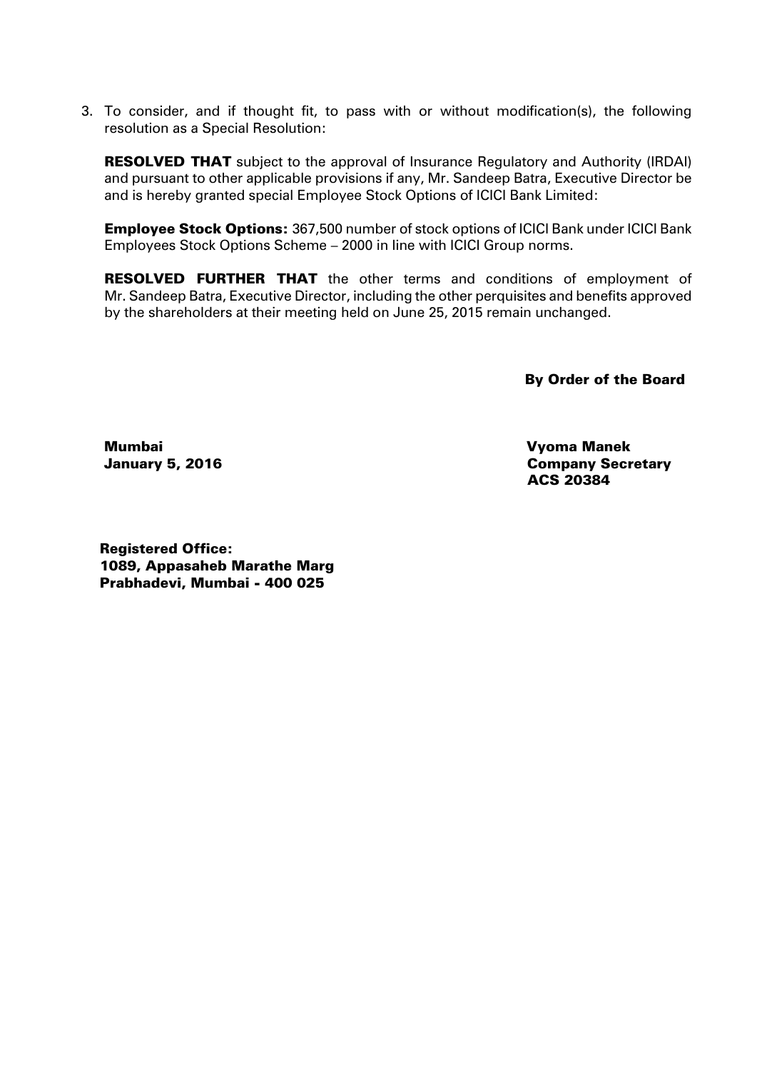3. To consider, and if thought fit, to pass with or without modification(s), the following resolution as a Special Resolution:

   **RESOLVED THAT** subject to the approval of Insurance Regulatory and Authority (IRDAI) and pursuant to other applicable provisions if any, Mr. Sandeep Batra, Executive Director be and is hereby granted special Employee Stock Options of ICICI Bank Limited:

   **Employee Stock Options:** 367,500 number of stock options of ICICI Bank under ICICI Bank Employees Stock Options Scheme – 2000 in line with ICICI Group norms.

   **RESOLVED FURTHER THAT** the other terms and conditions of employment of Mr. Sandeep Batra, Executive Director, including the other perquisites and benefits approved by the shareholders at their meeting held on June 25, 2015 remain unchanged.

**By Order of the Board**

**Mumbai**
**January 5, 2016**

**Vyoma Manek**
**Company Secretary**
**ACS 20384**

**Registered Office:**
**1089, Appasaheb Marathe Marg**
**Prabhadevi, Mumbai - 400 025**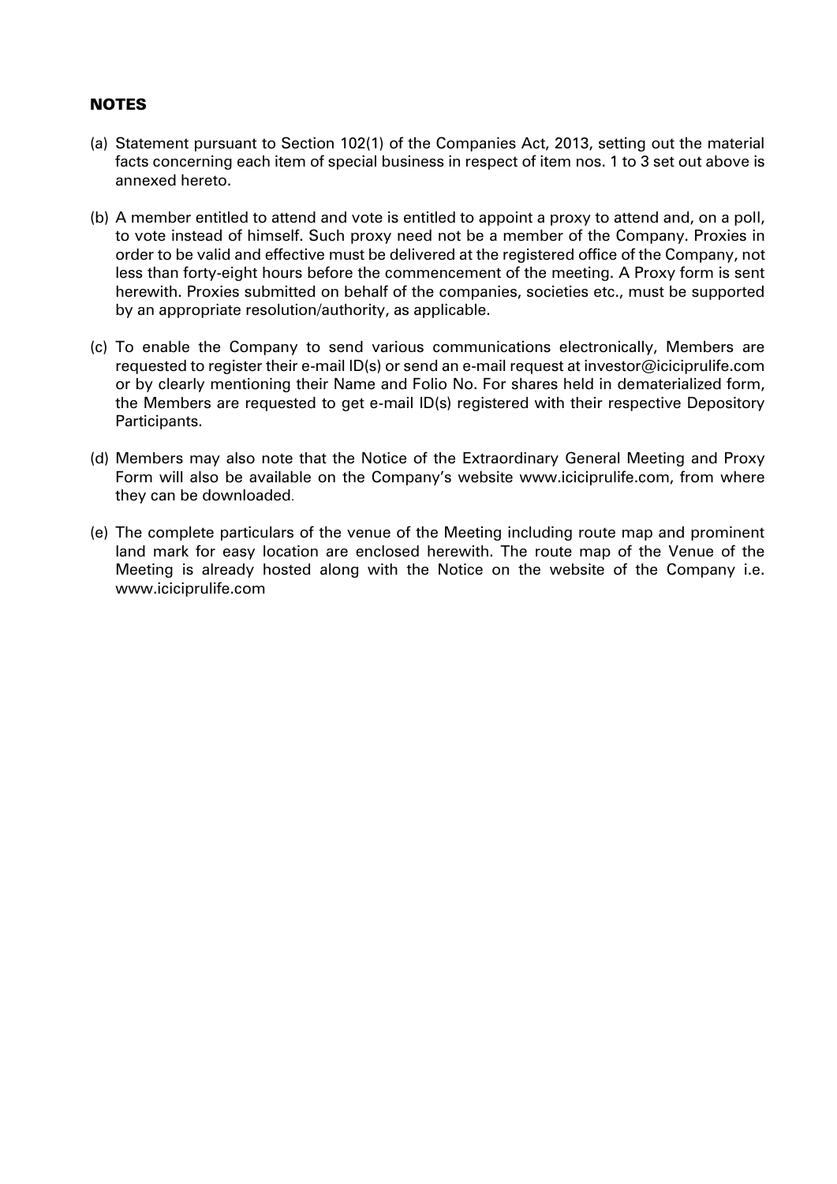**NOTES**

(a) Statement pursuant to Section 102(1) of the Companies Act, 2013, setting out the material facts concerning each item of special business in respect of item nos. 1 to 3 set out above is annexed hereto.

(b) A member entitled to attend and vote is entitled to appoint a proxy to attend and, on a poll, to vote instead of himself. Such proxy need not be a member of the Company. Proxies in order to be valid and effective must be delivered at the registered office of the Company, not less than forty-eight hours before the commencement of the meeting. A Proxy form is sent herewith. Proxies submitted on behalf of the companies, societies etc., must be supported by an appropriate resolution/authority, as applicable.

(c) To enable the Company to send various communications electronically, Members are requested to register their e-mail ID(s) or send an e-mail request at investor@iciciprulife.com or by clearly mentioning their Name and Folio No. For shares held in dematerialized form, the Members are requested to get e-mail ID(s) registered with their respective Depository Participants.

(d) Members may also note that the Notice of the Extraordinary General Meeting and Proxy Form will also be available on the Company's website www.iciciprulife.com, from where they can be downloaded.

(e) The complete particulars of the venue of the Meeting including route map and prominent land mark for easy location are enclosed herewith. The route map of the Venue of the Meeting is already hosted along with the Notice on the website of the Company i.e. www.iciciprulife.com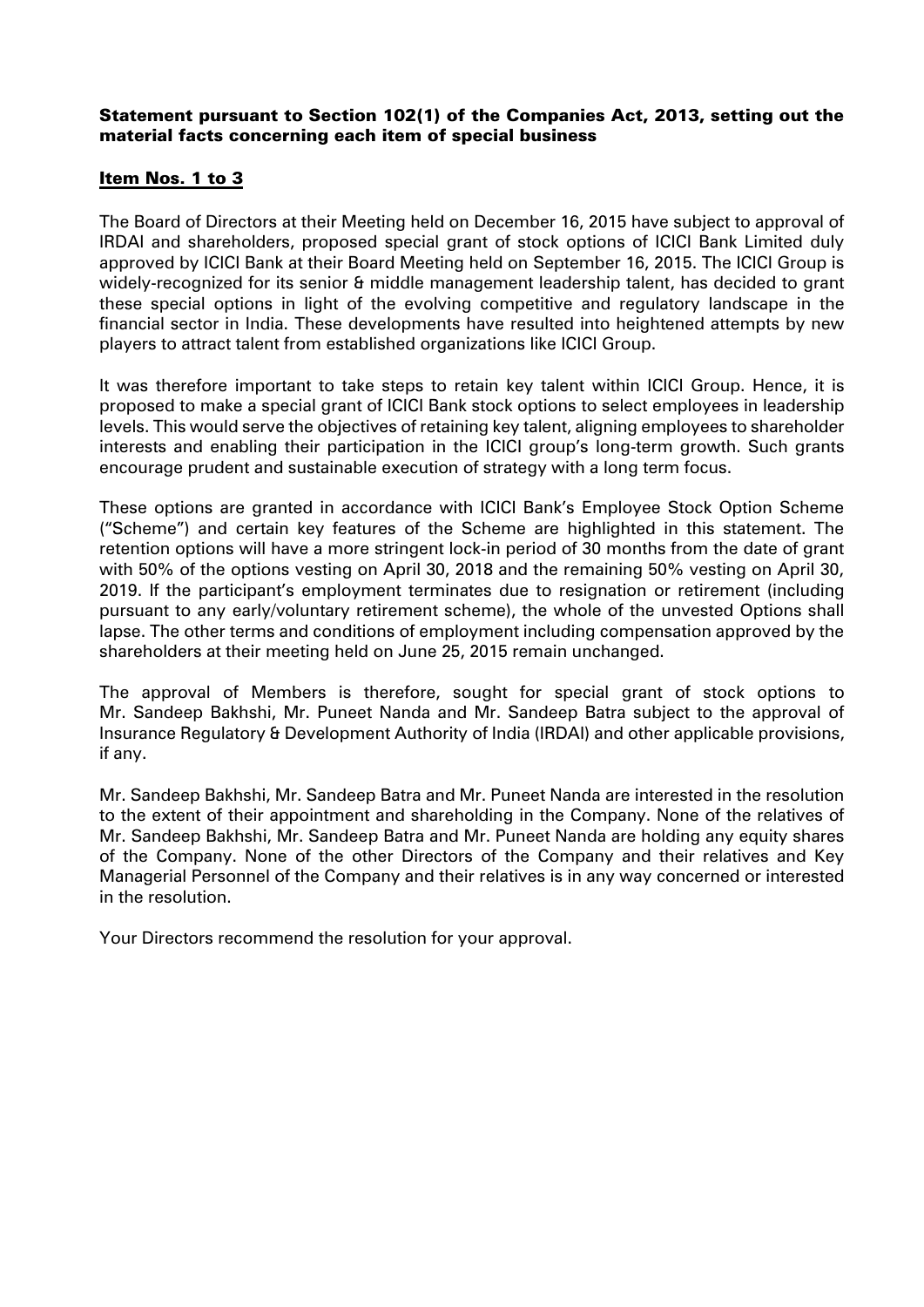**Statement pursuant to Section 102(1) of the Companies Act, 2013, setting out the material facts concerning each item of special business**

**Item Nos. 1 to 3**

The Board of Directors at their Meeting held on December 16, 2015 have subject to approval of IRDAI and shareholders, proposed special grant of stock options of ICICI Bank Limited duly approved by ICICI Bank at their Board Meeting held on September 16, 2015. The ICICI Group is widely-recognized for its senior & middle management leadership talent, has decided to grant these special options in light of the evolving competitive and regulatory landscape in the financial sector in India. These developments have resulted into heightened attempts by new players to attract talent from established organizations like ICICI Group.

It was therefore important to take steps to retain key talent within ICICI Group. Hence, it is proposed to make a special grant of ICICI Bank stock options to select employees in leadership levels. This would serve the objectives of retaining key talent, aligning employees to shareholder interests and enabling their participation in the ICICI group's long-term growth. Such grants encourage prudent and sustainable execution of strategy with a long term focus.

These options are granted in accordance with ICICI Bank's Employee Stock Option Scheme ("Scheme") and certain key features of the Scheme are highlighted in this statement. The retention options will have a more stringent lock-in period of 30 months from the date of grant with 50% of the options vesting on April 30, 2018 and the remaining 50% vesting on April 30, 2019. If the participant's employment terminates due to resignation or retirement (including pursuant to any early/voluntary retirement scheme), the whole of the unvested Options shall lapse. The other terms and conditions of employment including compensation approved by the shareholders at their meeting held on June 25, 2015 remain unchanged.

The approval of Members is therefore, sought for special grant of stock options to Mr. Sandeep Bakhshi, Mr. Puneet Nanda and Mr. Sandeep Batra subject to the approval of Insurance Regulatory & Development Authority of India (IRDAI) and other applicable provisions, if any.

Mr. Sandeep Bakhshi, Mr. Sandeep Batra and Mr. Puneet Nanda are interested in the resolution to the extent of their appointment and shareholding in the Company. None of the relatives of Mr. Sandeep Bakhshi, Mr. Sandeep Batra and Mr. Puneet Nanda are holding any equity shares of the Company. None of the other Directors of the Company and their relatives and Key Managerial Personnel of the Company and their relatives is in any way concerned or interested in the resolution.

Your Directors recommend the resolution for your approval.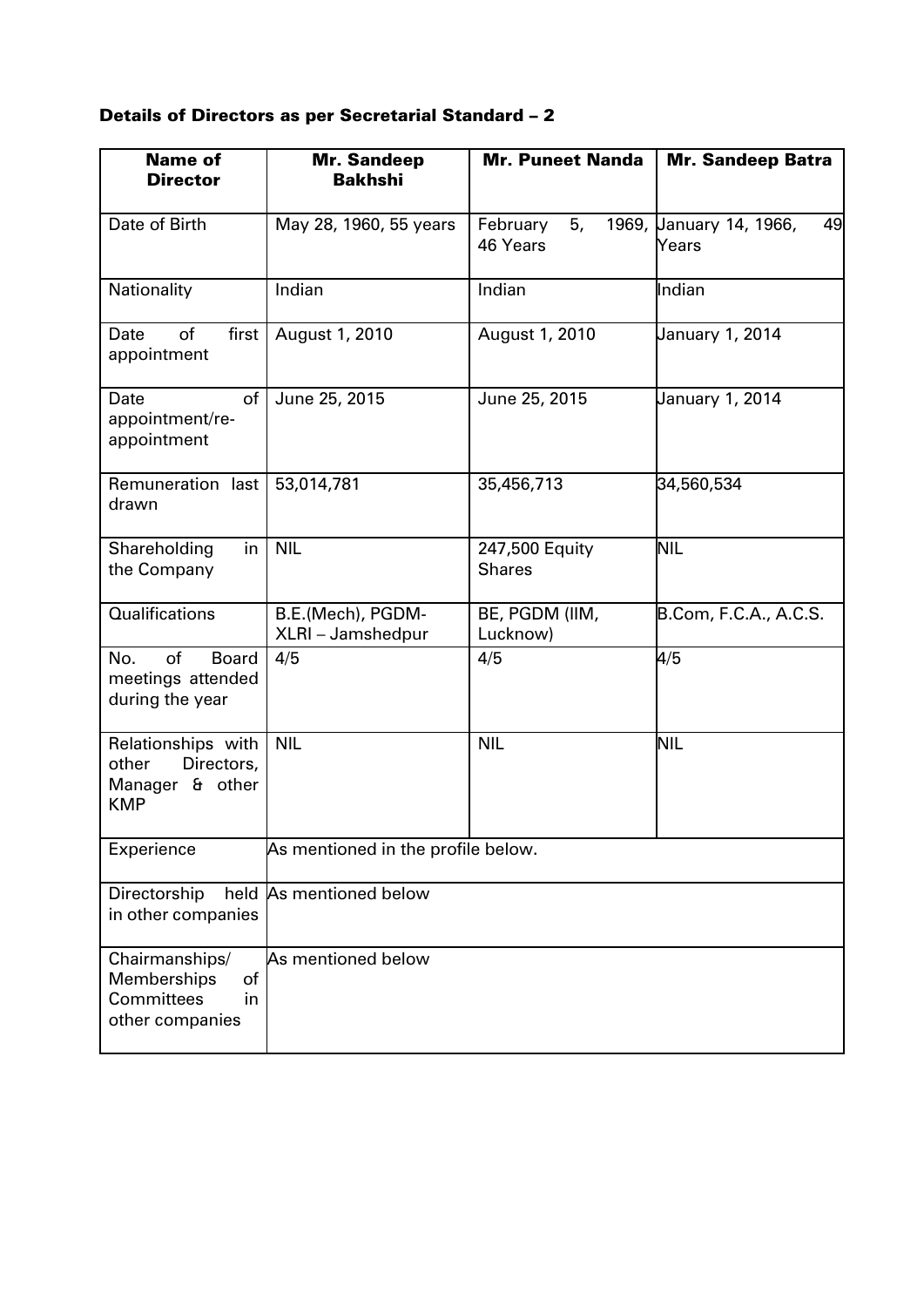**Details of Directors as per Secretarial Standard – 2**

| Name of Director | Mr. Sandeep Bakhshi | Mr. Puneet Nanda | Mr. Sandeep Batra |
|---|---|---|---|
| Date of Birth | May 28, 1960, 55 years | February 5, 1969, 46 Years | January 14, 1966, 49 Years |
| Nationality | Indian | Indian | Indian |
| Date of first appointment | August 1, 2010 | August 1, 2010 | January 1, 2014 |
| Date of appointment/re-appointment | June 25, 2015 | June 25, 2015 | January 1, 2014 |
| Remuneration last drawn | 53,014,781 | 35,456,713 | 34,560,534 |
| Shareholding in the Company | NIL | 247,500 Equity Shares | NIL |
| Qualifications | B.E.(Mech), PGDM-XLRI – Jamshedpur | BE, PGDM (IIM, Lucknow) | B.Com, F.C.A., A.C.S. |
| No. of Board meetings attended during the year | 4/5 | 4/5 | 4/5 |
| Relationships with other Directors, Manager & other KMP | NIL | NIL | NIL |
| Experience | As mentioned in the profile below. | | |
| Directorship held in other companies | As mentioned below | | |
| Chairmanships/ Memberships of Committees in other companies | As mentioned below | | |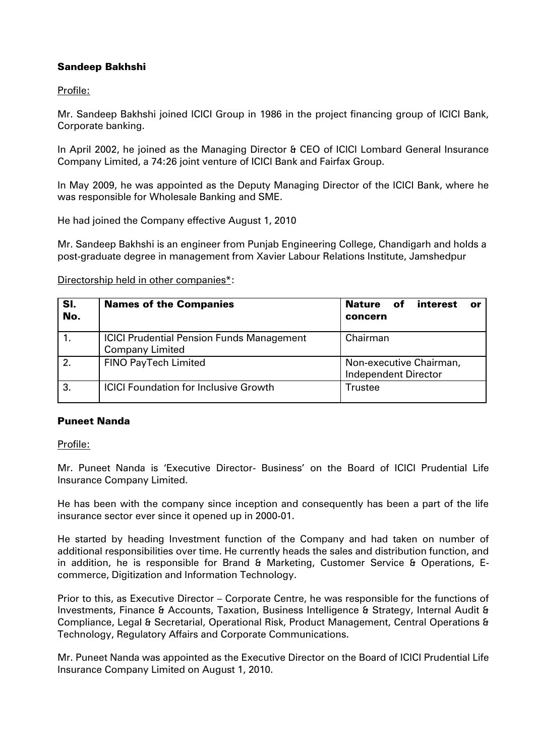**Sandeep Bakhshi**

Profile:

Mr. Sandeep Bakhshi joined ICICI Group in 1986 in the project financing group of ICICI Bank, Corporate banking.

In April 2002, he joined as the Managing Director & CEO of ICICI Lombard General Insurance Company Limited, a 74:26 joint venture of ICICI Bank and Fairfax Group.

In May 2009, he was appointed as the Deputy Managing Director of the ICICI Bank, where he was responsible for Wholesale Banking and SME.

He had joined the Company effective August 1, 2010

Mr. Sandeep Bakhshi is an engineer from Punjab Engineering College, Chandigarh and holds a post-graduate degree in management from Xavier Labour Relations Institute, Jamshedpur

Directorship held in other companies*:

| Sl. No. | Names of the Companies | Nature of interest or concern |
|---|---|---|
| 1. | ICICI Prudential Pension Funds Management Company Limited | Chairman |
| 2. | FINO PayTech Limited | Non-executive Chairman, Independent Director |
| 3. | ICICI Foundation for Inclusive Growth | Trustee |

**Puneet Nanda**

Profile:

Mr. Puneet Nanda is 'Executive Director- Business' on the Board of ICICI Prudential Life Insurance Company Limited.

He has been with the company since inception and consequently has been a part of the life insurance sector ever since it opened up in 2000-01.

He started by heading Investment function of the Company and had taken on number of additional responsibilities over time. He currently heads the sales and distribution function, and in addition, he is responsible for Brand & Marketing, Customer Service & Operations, E-commerce, Digitization and Information Technology.

Prior to this, as Executive Director – Corporate Centre, he was responsible for the functions of Investments, Finance & Accounts, Taxation, Business Intelligence & Strategy, Internal Audit & Compliance, Legal & Secretarial, Operational Risk, Product Management, Central Operations & Technology, Regulatory Affairs and Corporate Communications.

Mr. Puneet Nanda was appointed as the Executive Director on the Board of ICICI Prudential Life Insurance Company Limited on August 1, 2010.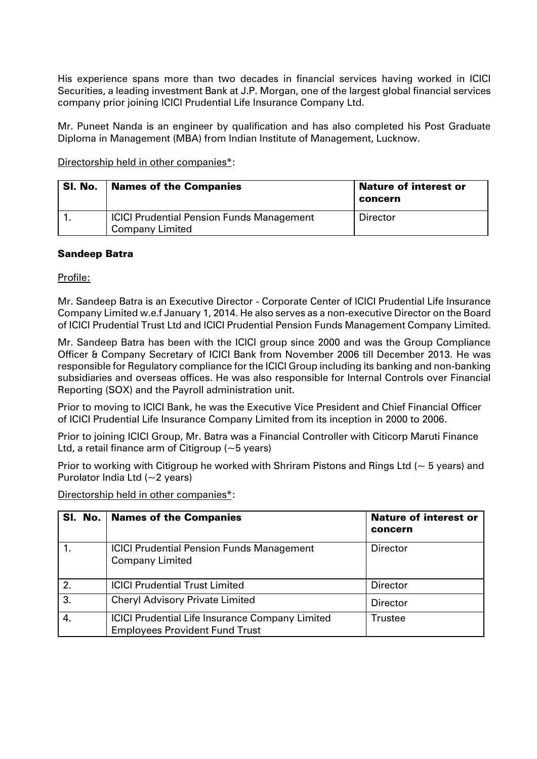His experience spans more than two decades in financial services having worked in ICICI Securities, a leading investment Bank at J.P. Morgan, one of the largest global financial services company prior joining ICICI Prudential Life Insurance Company Ltd.

Mr. Puneet Nanda is an engineer by qualification and has also completed his Post Graduate Diploma in Management (MBA) from Indian Institute of Management, Lucknow.

Directorship held in other companies*:

| Sl. No. | Names of the Companies | Nature of interest or concern |
|---|---|---|
| 1. | ICICI Prudential Pension Funds Management Company Limited | Director |

**Sandeep Batra**

Profile:

Mr. Sandeep Batra is an Executive Director - Corporate Center of ICICI Prudential Life Insurance Company Limited w.e.f January 1, 2014. He also serves as a non-executive Director on the Board of ICICI Prudential Trust Ltd and ICICI Prudential Pension Funds Management Company Limited.

Mr. Sandeep Batra has been with the ICICI group since 2000 and was the Group Compliance Officer & Company Secretary of ICICI Bank from November 2006 till December 2013. He was responsible for Regulatory compliance for the ICICI Group including its banking and non-banking subsidiaries and overseas offices. He was also responsible for Internal Controls over Financial Reporting (SOX) and the Payroll administration unit.

Prior to moving to ICICI Bank, he was the Executive Vice President and Chief Financial Officer of ICICI Prudential Life Insurance Company Limited from its inception in 2000 to 2006.

Prior to joining ICICI Group, Mr. Batra was a Financial Controller with Citicorp Maruti Finance Ltd, a retail finance arm of Citigroup (~5 years)

Prior to working with Citigroup he worked with Shriram Pistons and Rings Ltd (~ 5 years) and Purolator India Ltd (~2 years)

Directorship held in other companies*:

| Sl. No. | Names of the Companies | Nature of interest or concern |
|---|---|---|
| 1. | ICICI Prudential Pension Funds Management Company Limited | Director |
| 2. | ICICI Prudential Trust Limited | Director |
| 3. | Cheryl Advisory Private Limited | Director |
| 4. | ICICI Prudential Life Insurance Company Limited Employees Provident Fund Trust | Trustee |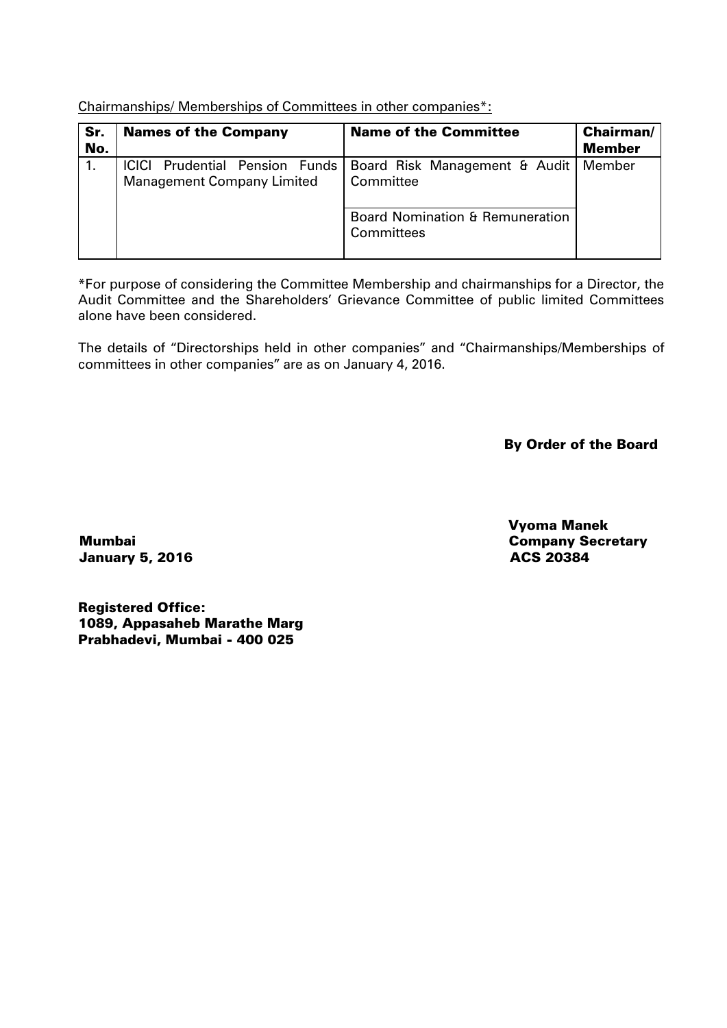Chairmanships/ Memberships of Committees in other companies*:

| Sr. No. | Names of the Company | Name of the Committee | Chairman/ Member |
|---|---|---|---|
| 1. | ICICI Prudential Pension Funds Management Company Limited | Board Risk Management & Audit Committee | Member |
| | | Board Nomination & Remuneration Committees | |

*For purpose of considering the Committee Membership and chairmanships for a Director, the Audit Committee and the Shareholders' Grievance Committee of public limited Committees alone have been considered.

The details of "Directorships held in other companies" and "Chairmanships/Memberships of committees in other companies" are as on January 4, 2016.

**By Order of the Board**

**Vyoma Manek**
**Company Secretary**
**ACS 20384**

**Mumbai**
**January 5, 2016**

**Registered Office:**
**1089, Appasaheb Marathe Marg**
**Prabhadevi, Mumbai - 400 025**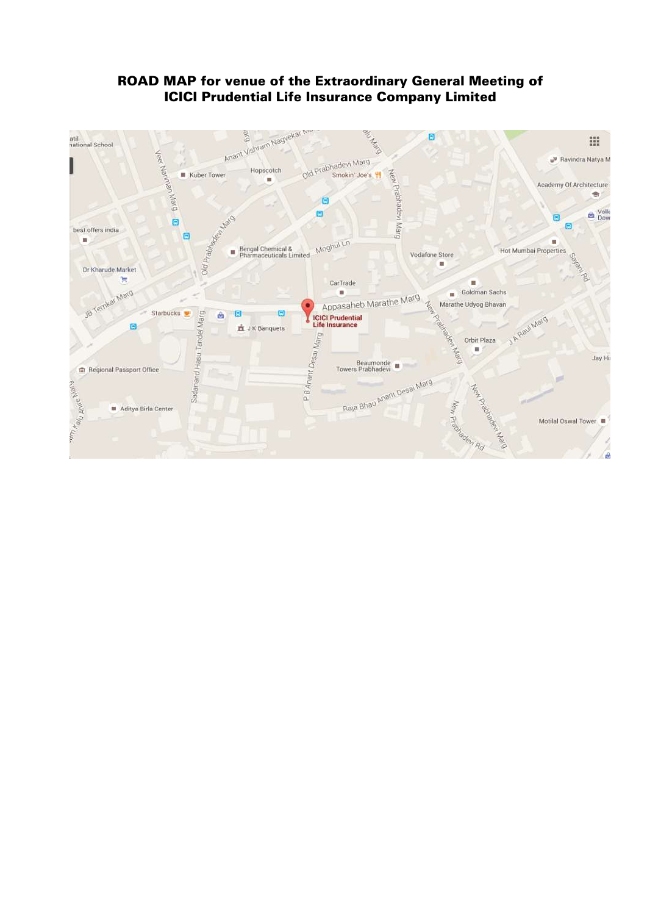# ROAD MAP for venue of the Extraordinary General Meeting of ICICI Prudential Life Insurance Company Limited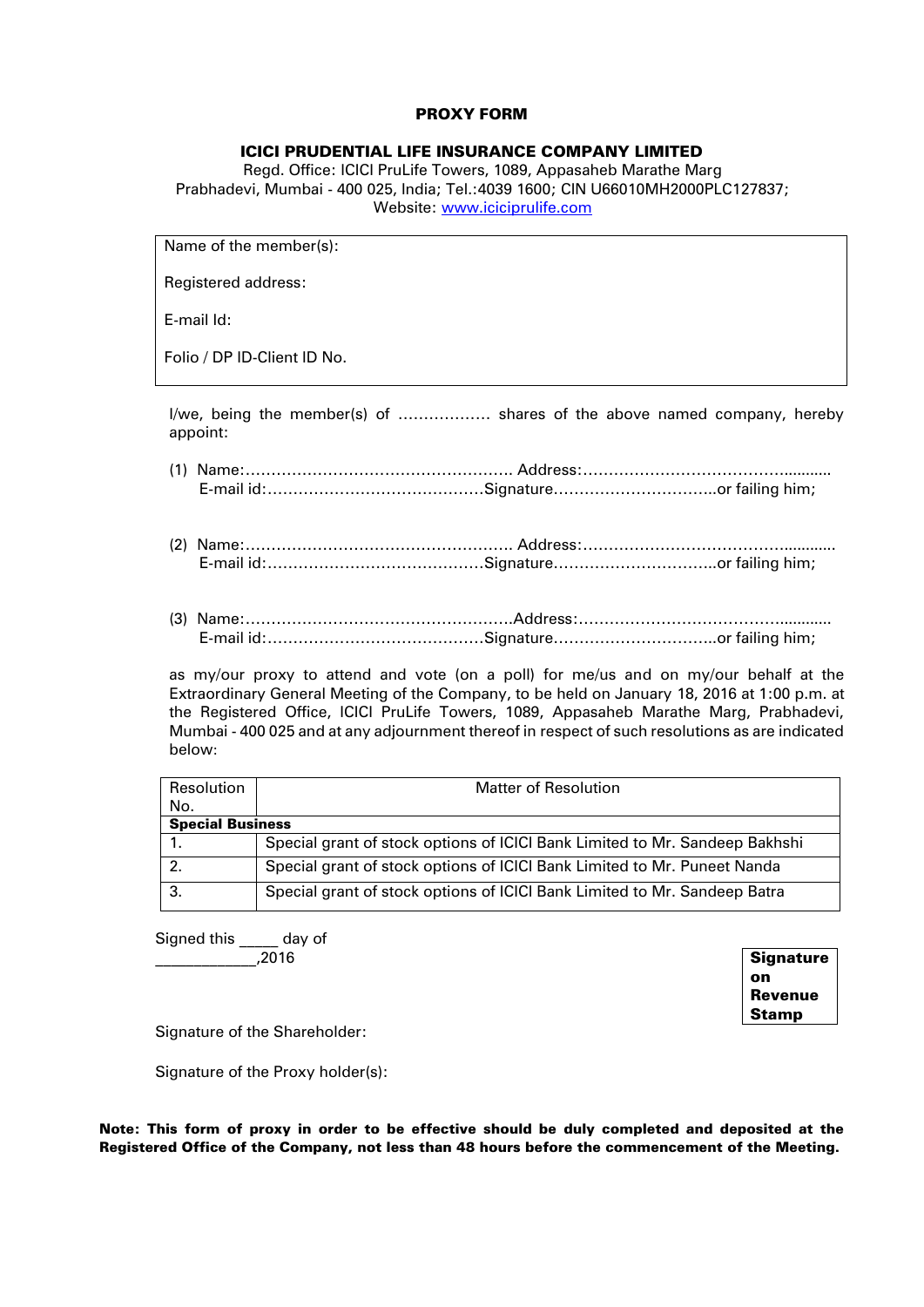# PROXY FORM

## ICICI PRUDENTIAL LIFE INSURANCE COMPANY LIMITED

Regd. Office: ICICI PruLife Towers, 1089, Appasaheb Marathe Marg
Prabhadevi, Mumbai - 400 025, India; Tel.:4039 1600; CIN U66010MH2000PLC127837;
Website: www.iciciprulife.com

Name of the member(s):

Registered address:

E-mail Id:

Folio / DP ID-Client ID No.

I/we, being the member(s) of ……………… shares of the above named company, hereby appoint:

(1) Name:……………………………………………. Address:……………………………………..........
E-mail id:……………………………………Signature…………………………..or failing him;

(2) Name:……………………………………………. Address:……………………………………..........
E-mail id:……………………………………Signature…………………………..or failing him;

(3) Name:…………………………………………….Address:……………………………………..........
E-mail id:……………………………………Signature…………………………..or failing him;

as my/our proxy to attend and vote (on a poll) for me/us and on my/our behalf at the Extraordinary General Meeting of the Company, to be held on January 18, 2016 at 1:00 p.m. at the Registered Office, ICICI PruLife Towers, 1089, Appasaheb Marathe Marg, Prabhadevi, Mumbai - 400 025 and at any adjournment thereof in respect of such resolutions as are indicated below:

| Resolution No. | Matter of Resolution |
|---|---|
| **Special Business** | |
| 1. | Special grant of stock options of ICICI Bank Limited to Mr. Sandeep Bakhshi |
| 2. | Special grant of stock options of ICICI Bank Limited to Mr. Puneet Nanda |
| 3. | Special grant of stock options of ICICI Bank Limited to Mr. Sandeep Batra |

Signed this _____ day of
____________,2016

**Signature on Revenue Stamp**

Signature of the Shareholder:

Signature of the Proxy holder(s):

**Note: This form of proxy in order to be effective should be duly completed and deposited at the Registered Office of the Company, not less than 48 hours before the commencement of the Meeting.**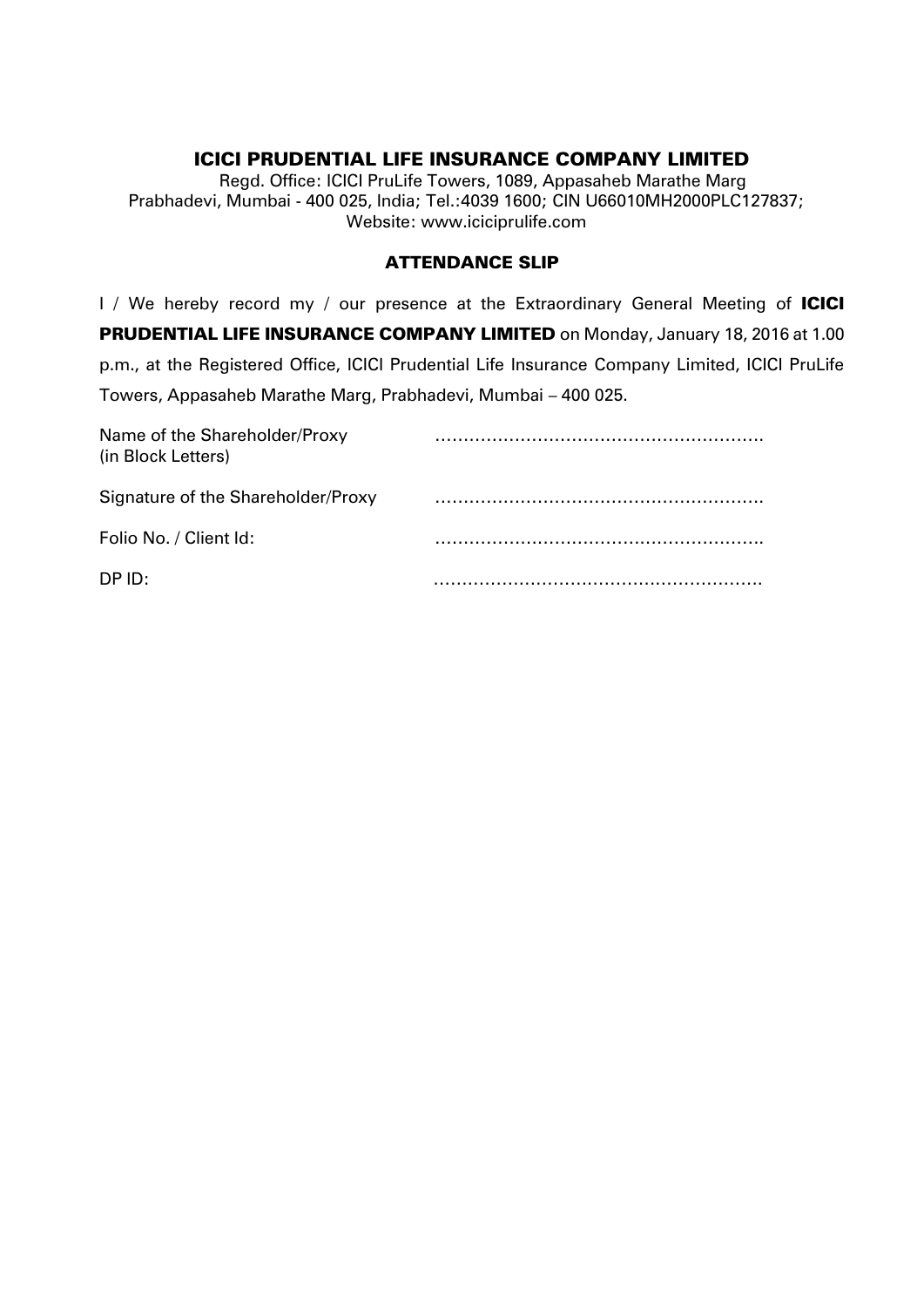# ICICI PRUDENTIAL LIFE INSURANCE COMPANY LIMITED

Regd. Office: ICICI PruLife Towers, 1089, Appasaheb Marathe Marg
Prabhadevi, Mumbai - 400 025, India; Tel.:4039 1600; CIN U66010MH2000PLC127837;
Website: www.iciciprulife.com

## ATTENDANCE SLIP

I / We hereby record my / our presence at the Extraordinary General Meeting of **ICICI PRUDENTIAL LIFE INSURANCE COMPANY LIMITED** on Monday, January 18, 2016 at 1.00 p.m., at the Registered Office, ICICI Prudential Life Insurance Company Limited, ICICI PruLife Towers, Appasaheb Marathe Marg, Prabhadevi, Mumbai – 400 025.

Name of the Shareholder/Proxy (in Block Letters) ………………………………………………….

Signature of the Shareholder/Proxy ………………………………………………….

Folio No. / Client Id: ………………………………………………….

DP ID: ………………………………………………….